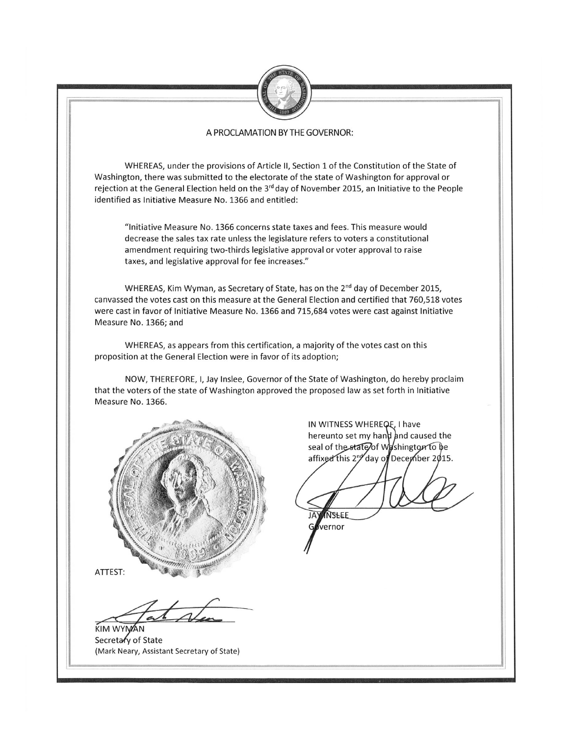# A PROCLAMATION BY THE GOVERNOR:

WHEREAS, under the provisions of Article II, Section 1 of the Constitution of the State of Washington, there was submitted to the electorate of the state of Washington for approval or rejection at the General Election held on the 3rd day of November 2015, an Initiative to the People identified as Initiative Measure No. 1366 and entitled:

> "Initiative Measure No. 1366 concerns state taxes and fees. This measure would decrease the sales tax rate unless the legislature refers to voters a constitutional amendment requiring two-thirds legislative approval or voter approval to raise taxes, and legislative approval for fee increases."

WHEREAS, Kim Wyman, as Secretary of State, has on the 2nd day of December 2015, canvassed the votes cast on this measure at the General Election and certified that 760,518 votes were cast in favor of Initiative Measure No. 1366 and 715,684 votes were cast against Initiative Measure No. 1366; and

WHEREAS, as appears from this certification, a majority of the votes cast on this proposition at the General Election were in favor of its adoption;

NOW, THEREFORE, I, Jay Inslee, Governor of the State of Washington, do hereby proclaim that the voters of the state of Washington approved the proposed law as set forth in Initiative Measure No. 1366.

IN WITNESS WHEREOF, I have hereunto set my hand and caused the seal of the state of Washington to be affixed this 2nd day of December 2015.

JAY INSLEE
Governor

ATTEST:

KIM WYMAN
Secretary of State
(Mark Neary, Assistant Secretary of State)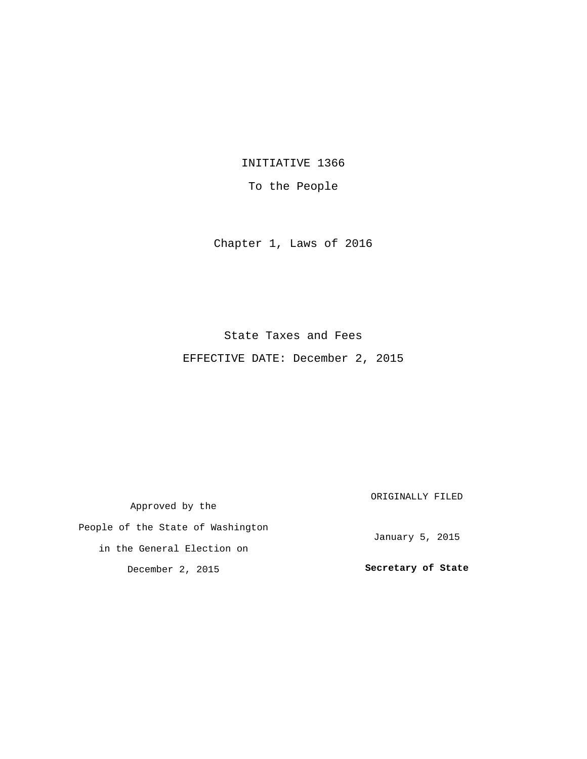INITIATIVE 1366

To the People

Chapter 1, Laws of 2016

State Taxes and Fees

EFFECTIVE DATE: December 2, 2015

Approved by the

People of the State of Washington

in the General Election on

December 2, 2015

ORIGINALLY FILED

January 5, 2015

**Secretary of State**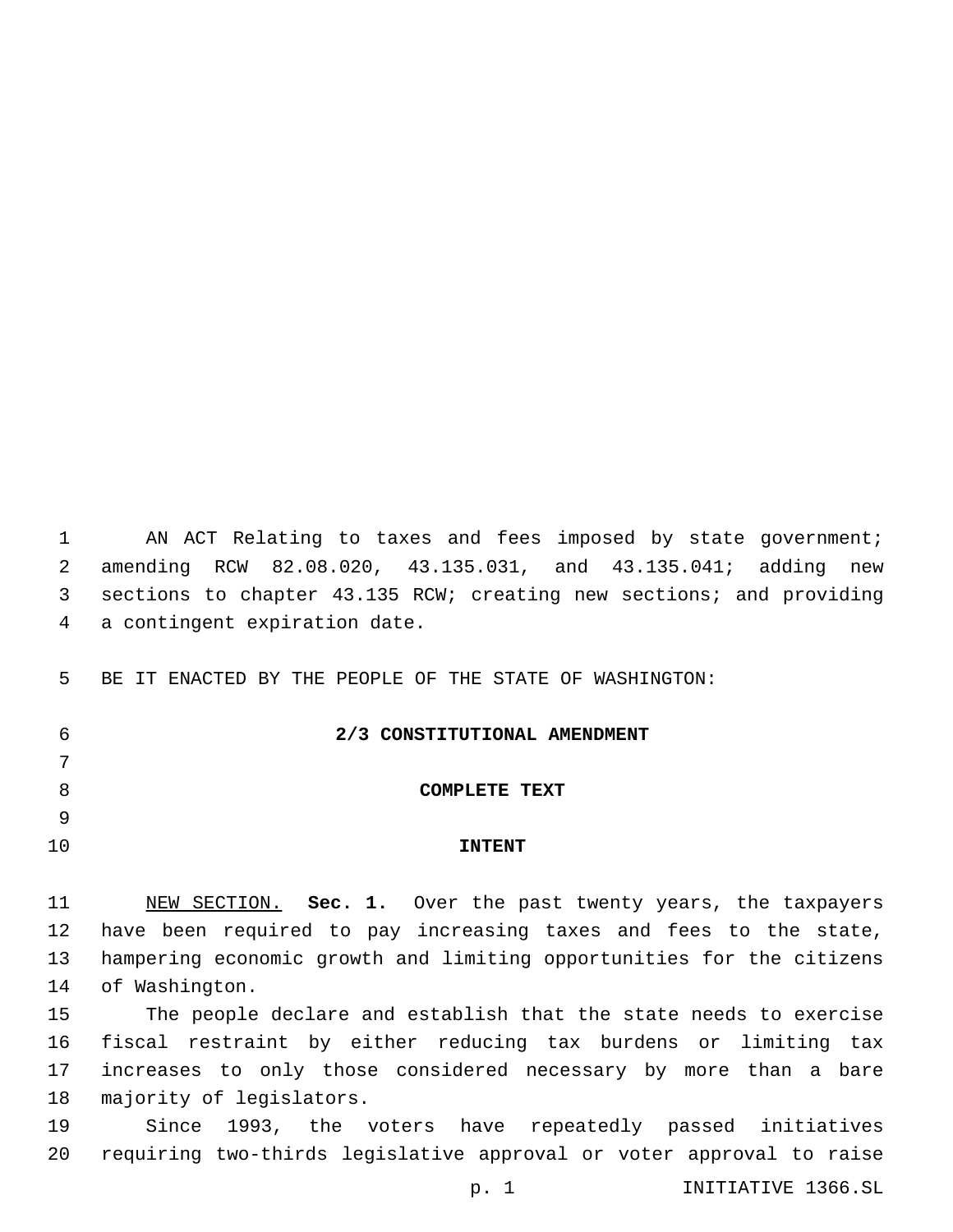AN ACT Relating to taxes and fees imposed by state government; amending RCW 82.08.020, 43.135.031, and 43.135.041; adding new sections to chapter 43.135 RCW; creating new sections; and providing a contingent expiration date.

BE IT ENACTED BY THE PEOPLE OF THE STATE OF WASHINGTON:

## 2/3 CONSTITUTIONAL AMENDMENT

## COMPLETE TEXT

## INTENT

NEW SECTION. **Sec. 1.** Over the past twenty years, the taxpayers have been required to pay increasing taxes and fees to the state, hampering economic growth and limiting opportunities for the citizens of Washington.

The people declare and establish that the state needs to exercise fiscal restraint by either reducing tax burdens or limiting tax increases to only those considered necessary by more than a bare majority of legislators.

Since 1993, the voters have repeatedly passed initiatives requiring two-thirds legislative approval or voter approval to raise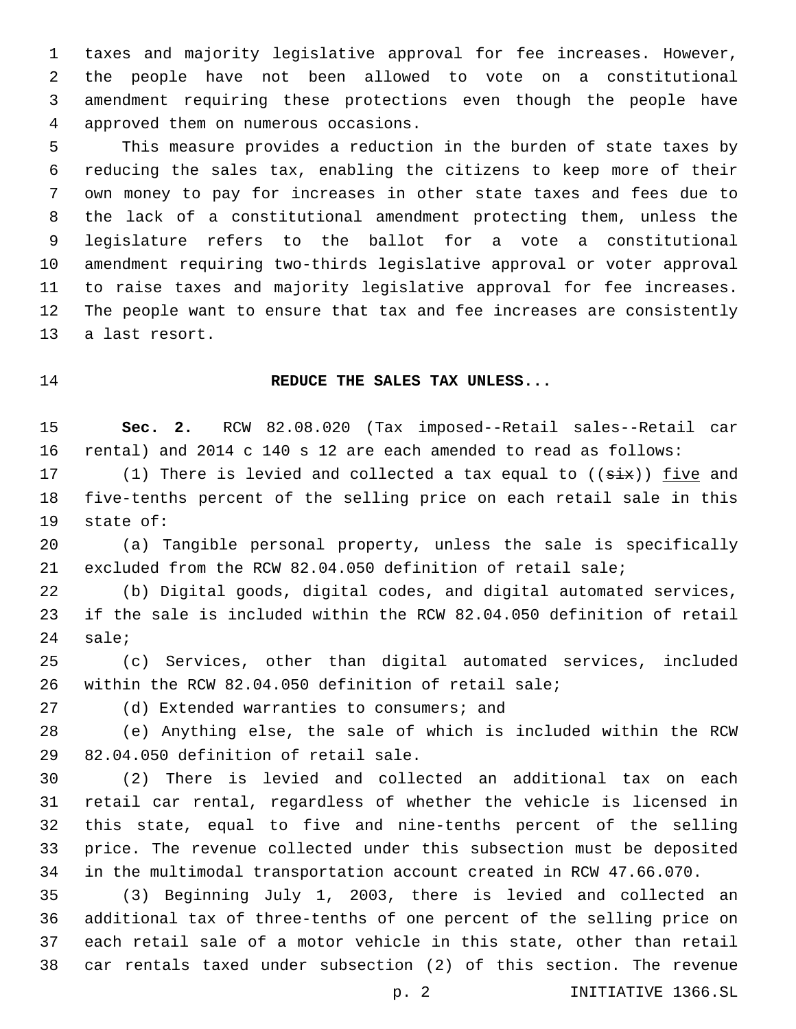taxes and majority legislative approval for fee increases. However, the people have not been allowed to vote on a constitutional amendment requiring these protections even though the people have approved them on numerous occasions.

This measure provides a reduction in the burden of state taxes by reducing the sales tax, enabling the citizens to keep more of their own money to pay for increases in other state taxes and fees due to the lack of a constitutional amendment protecting them, unless the legislature refers to the ballot for a vote a constitutional amendment requiring two-thirds legislative approval or voter approval to raise taxes and majority legislative approval for fee increases. The people want to ensure that tax and fee increases are consistently a last resort.

**REDUCE THE SALES TAX UNLESS...**

**Sec. 2.** RCW 82.08.020 (Tax imposed--Retail sales--Retail car rental) and 2014 c 140 s 12 are each amended to read as follows:

(1) There is levied and collected a tax equal to ((~~six~~)) <u>five</u> and five-tenths percent of the selling price on each retail sale in this state of:

(a) Tangible personal property, unless the sale is specifically excluded from the RCW 82.04.050 definition of retail sale;

(b) Digital goods, digital codes, and digital automated services, if the sale is included within the RCW 82.04.050 definition of retail sale;

(c) Services, other than digital automated services, included within the RCW 82.04.050 definition of retail sale;

(d) Extended warranties to consumers; and

(e) Anything else, the sale of which is included within the RCW 82.04.050 definition of retail sale.

(2) There is levied and collected an additional tax on each retail car rental, regardless of whether the vehicle is licensed in this state, equal to five and nine-tenths percent of the selling price. The revenue collected under this subsection must be deposited in the multimodal transportation account created in RCW 47.66.070.

(3) Beginning July 1, 2003, there is levied and collected an additional tax of three-tenths of one percent of the selling price on each retail sale of a motor vehicle in this state, other than retail car rentals taxed under subsection (2) of this section. The revenue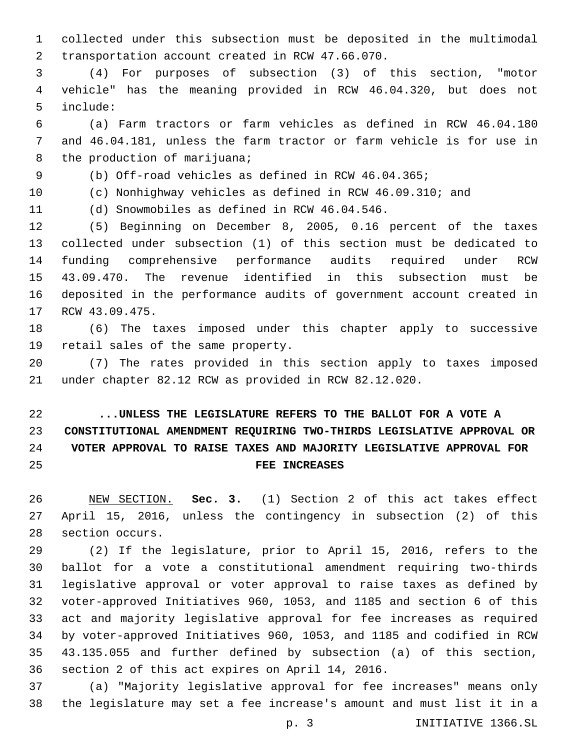collected under this subsection must be deposited in the multimodal transportation account created in RCW 47.66.070.

(4) For purposes of subsection (3) of this section, "motor vehicle" has the meaning provided in RCW 46.04.320, but does not include:

(a) Farm tractors or farm vehicles as defined in RCW 46.04.180 and 46.04.181, unless the farm tractor or farm vehicle is for use in the production of marijuana;

(b) Off-road vehicles as defined in RCW 46.04.365;

(c) Nonhighway vehicles as defined in RCW 46.09.310; and

(d) Snowmobiles as defined in RCW 46.04.546.

(5) Beginning on December 8, 2005, 0.16 percent of the taxes collected under subsection (1) of this section must be dedicated to funding comprehensive performance audits required under RCW 43.09.470. The revenue identified in this subsection must be deposited in the performance audits of government account created in RCW 43.09.475.

(6) The taxes imposed under this chapter apply to successive retail sales of the same property.

(7) The rates provided in this section apply to taxes imposed under chapter 82.12 RCW as provided in RCW 82.12.020.

**...UNLESS THE LEGISLATURE REFERS TO THE BALLOT FOR A VOTE A CONSTITUTIONAL AMENDMENT REQUIRING TWO-THIRDS LEGISLATIVE APPROVAL OR VOTER APPROVAL TO RAISE TAXES AND MAJORITY LEGISLATIVE APPROVAL FOR FEE INCREASES**

NEW SECTION. **Sec. 3.** (1) Section 2 of this act takes effect April 15, 2016, unless the contingency in subsection (2) of this section occurs.

(2) If the legislature, prior to April 15, 2016, refers to the ballot for a vote a constitutional amendment requiring two-thirds legislative approval or voter approval to raise taxes as defined by voter-approved Initiatives 960, 1053, and 1185 and section 6 of this act and majority legislative approval for fee increases as required by voter-approved Initiatives 960, 1053, and 1185 and codified in RCW 43.135.055 and further defined by subsection (a) of this section, section 2 of this act expires on April 14, 2016.

(a) "Majority legislative approval for fee increases" means only the legislature may set a fee increase's amount and must list it in a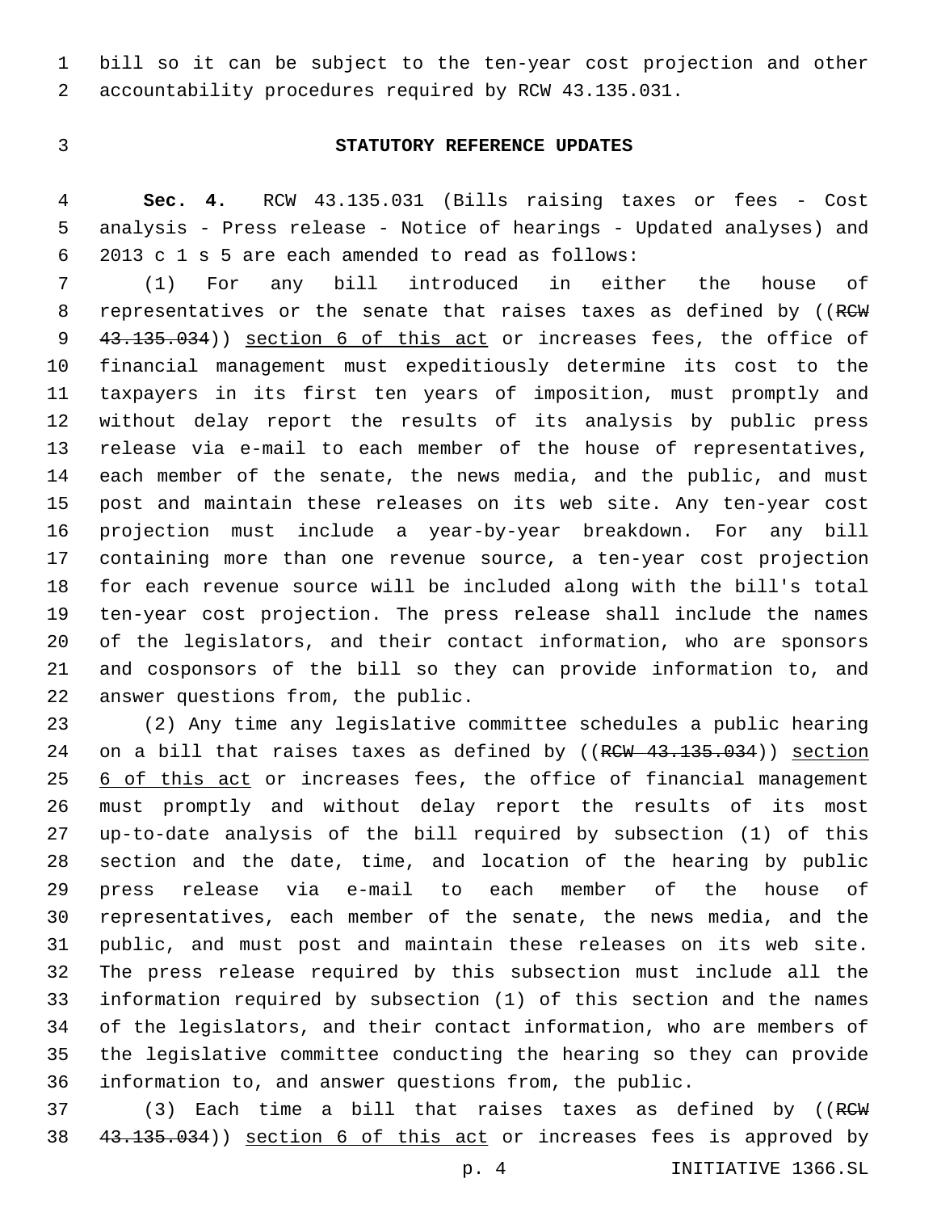bill so it can be subject to the ten-year cost projection and other accountability procedures required by RCW 43.135.031.

### STATUTORY REFERENCE UPDATES

**Sec. 4.** RCW 43.135.031 (Bills raising taxes or fees - Cost analysis - Press release - Notice of hearings - Updated analyses) and 2013 c 1 s 5 are each amended to read as follows:

(1) For any bill introduced in either the house of representatives or the senate that raises taxes as defined by ((~~RCW 43.135.034~~)) <u>section 6 of this act</u> or increases fees, the office of financial management must expeditiously determine its cost to the taxpayers in its first ten years of imposition, must promptly and without delay report the results of its analysis by public press release via e-mail to each member of the house of representatives, each member of the senate, the news media, and the public, and must post and maintain these releases on its web site. Any ten-year cost projection must include a year-by-year breakdown. For any bill containing more than one revenue source, a ten-year cost projection for each revenue source will be included along with the bill's total ten-year cost projection. The press release shall include the names of the legislators, and their contact information, who are sponsors and cosponsors of the bill so they can provide information to, and answer questions from, the public.

(2) Any time any legislative committee schedules a public hearing on a bill that raises taxes as defined by ((~~RCW 43.135.034~~)) <u>section 6 of this act</u> or increases fees, the office of financial management must promptly and without delay report the results of its most up-to-date analysis of the bill required by subsection (1) of this section and the date, time, and location of the hearing by public press release via e-mail to each member of the house of representatives, each member of the senate, the news media, and the public, and must post and maintain these releases on its web site. The press release required by this subsection must include all the information required by subsection (1) of this section and the names of the legislators, and their contact information, who are members of the legislative committee conducting the hearing so they can provide information to, and answer questions from, the public.

(3) Each time a bill that raises taxes as defined by ((~~RCW 43.135.034~~)) <u>section 6 of this act</u> or increases fees is approved by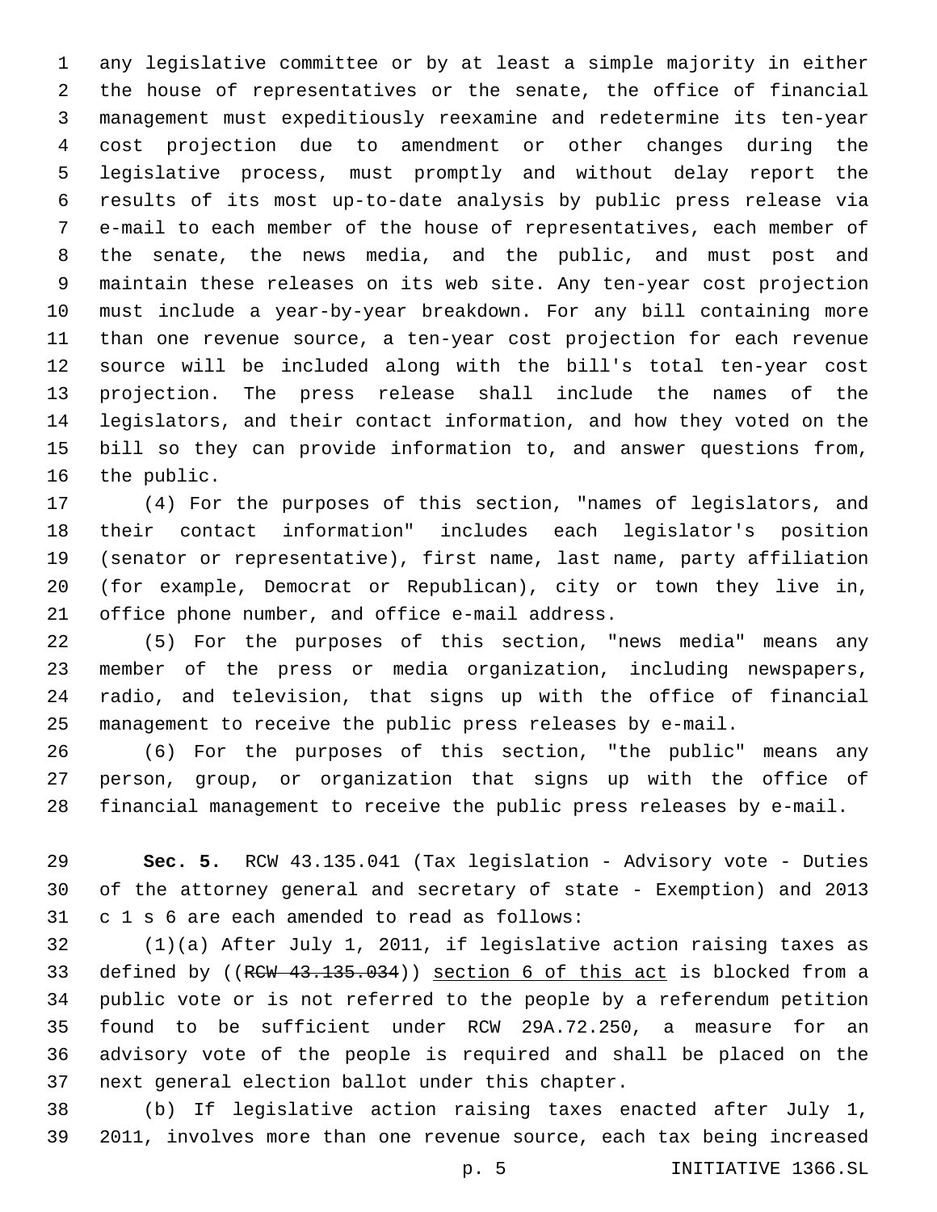any legislative committee or by at least a simple majority in either the house of representatives or the senate, the office of financial management must expeditiously reexamine and redetermine its ten-year cost projection due to amendment or other changes during the legislative process, must promptly and without delay report the results of its most up-to-date analysis by public press release via e-mail to each member of the house of representatives, each member of the senate, the news media, and the public, and must post and maintain these releases on its web site. Any ten-year cost projection must include a year-by-year breakdown. For any bill containing more than one revenue source, a ten-year cost projection for each revenue source will be included along with the bill's total ten-year cost projection. The press release shall include the names of the legislators, and their contact information, and how they voted on the bill so they can provide information to, and answer questions from, the public.

(4) For the purposes of this section, "names of legislators, and their contact information" includes each legislator's position (senator or representative), first name, last name, party affiliation (for example, Democrat or Republican), city or town they live in, office phone number, and office e-mail address.

(5) For the purposes of this section, "news media" means any member of the press or media organization, including newspapers, radio, and television, that signs up with the office of financial management to receive the public press releases by e-mail.

(6) For the purposes of this section, "the public" means any person, group, or organization that signs up with the office of financial management to receive the public press releases by e-mail.

**Sec. 5.** RCW 43.135.041 (Tax legislation - Advisory vote - Duties of the attorney general and secretary of state - Exemption) and 2013 c 1 s 6 are each amended to read as follows:

(1)(a) After July 1, 2011, if legislative action raising taxes as defined by ((~~RCW 43.135.034~~)) <u>section 6 of this act</u> is blocked from a public vote or is not referred to the people by a referendum petition found to be sufficient under RCW 29A.72.250, a measure for an advisory vote of the people is required and shall be placed on the next general election ballot under this chapter.

(b) If legislative action raising taxes enacted after July 1, 2011, involves more than one revenue source, each tax being increased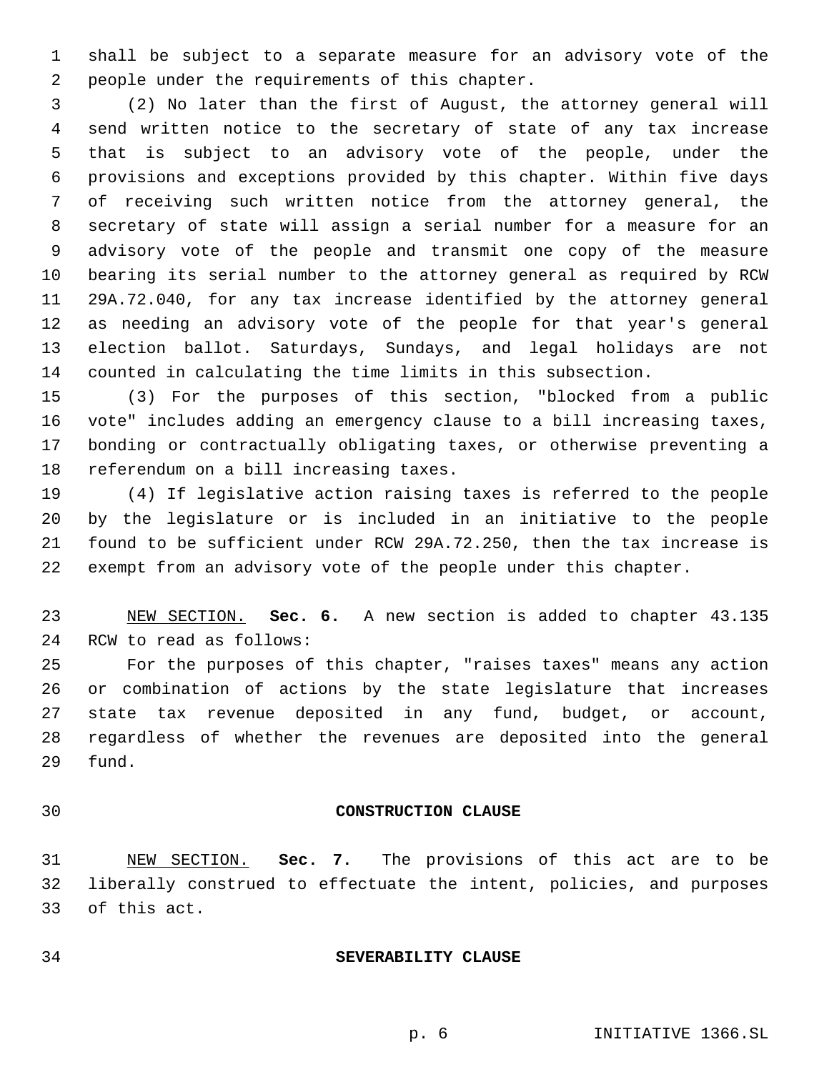shall be subject to a separate measure for an advisory vote of the people under the requirements of this chapter.

(2) No later than the first of August, the attorney general will send written notice to the secretary of state of any tax increase that is subject to an advisory vote of the people, under the provisions and exceptions provided by this chapter. Within five days of receiving such written notice from the attorney general, the secretary of state will assign a serial number for a measure for an advisory vote of the people and transmit one copy of the measure bearing its serial number to the attorney general as required by RCW 29A.72.040, for any tax increase identified by the attorney general as needing an advisory vote of the people for that year's general election ballot. Saturdays, Sundays, and legal holidays are not counted in calculating the time limits in this subsection.

(3) For the purposes of this section, "blocked from a public vote" includes adding an emergency clause to a bill increasing taxes, bonding or contractually obligating taxes, or otherwise preventing a referendum on a bill increasing taxes.

(4) If legislative action raising taxes is referred to the people by the legislature or is included in an initiative to the people found to be sufficient under RCW 29A.72.250, then the tax increase is exempt from an advisory vote of the people under this chapter.

NEW SECTION. **Sec. 6.** A new section is added to chapter 43.135 RCW to read as follows:

For the purposes of this chapter, "raises taxes" means any action or combination of actions by the state legislature that increases state tax revenue deposited in any fund, budget, or account, regardless of whether the revenues are deposited into the general fund.

**CONSTRUCTION CLAUSE**

NEW SECTION. **Sec. 7.** The provisions of this act are to be liberally construed to effectuate the intent, policies, and purposes of this act.

**SEVERABILITY CLAUSE**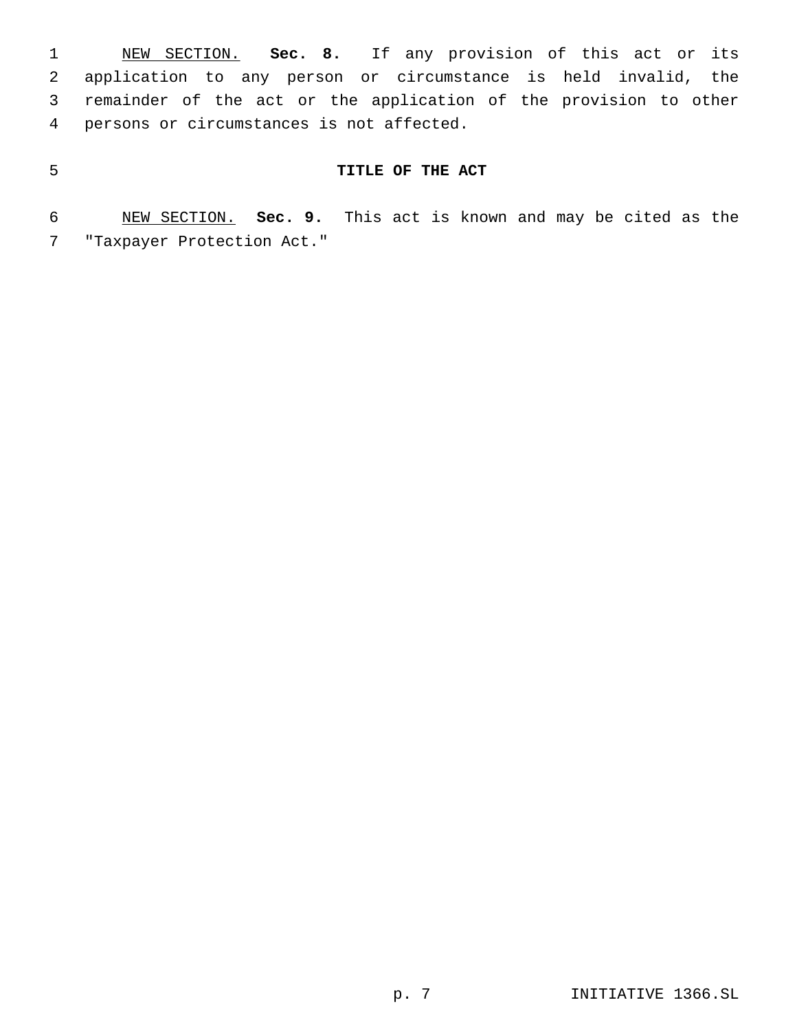NEW SECTION. **Sec. 8.** If any provision of this act or its application to any person or circumstance is held invalid, the remainder of the act or the application of the provision to other persons or circumstances is not affected.

## TITLE OF THE ACT

NEW SECTION. **Sec. 9.** This act is known and may be cited as the "Taxpayer Protection Act."